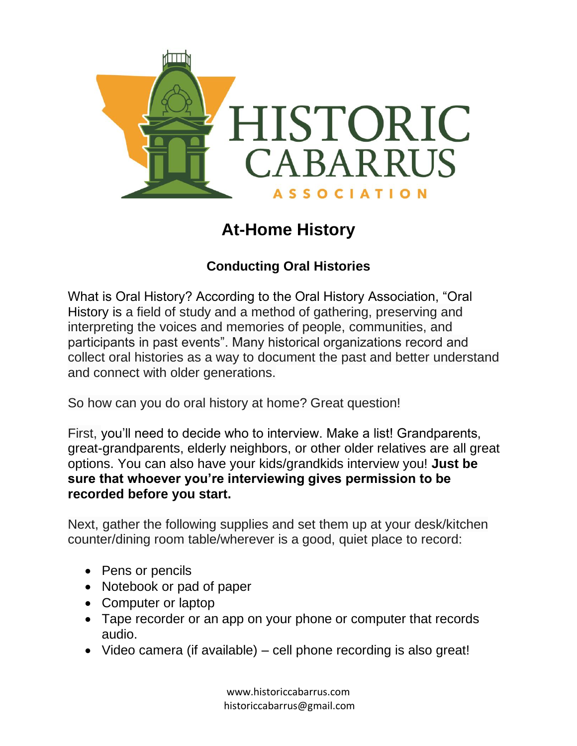# At-Home History

## Conducting Oral Histories

What is Oral History? According to the Oral History Association, "Oral History is a field of study and a method of gathering, preserving and interpreting the voices and memories of people, communities, and participants in past events". Many historical organizations record and collect oral histories as a way to document the past and better understand and connect with older generations.

So how can you do oral history at home? Great question!

First, you'll need to decide who to interview. Make a list! Grandparents, great-grandparents, elderly neighbors, or other older relatives are all great options. You can also have your kids/grandkids interview you! **Just be sure that whoever you're interviewing gives permission to be recorded before you start.**

Next, gather the following supplies and set them up at your desk/kitchen counter/dining room table/wherever is a good, quiet place to record:

- Pens or pencils
- Notebook or pad of paper
- Computer or laptop
- Tape recorder or an app on your phone or computer that records audio.
- Video camera (if available) – cell phone recording is also great!

www.historiccabarrus.com
historiccabarrus@gmail.com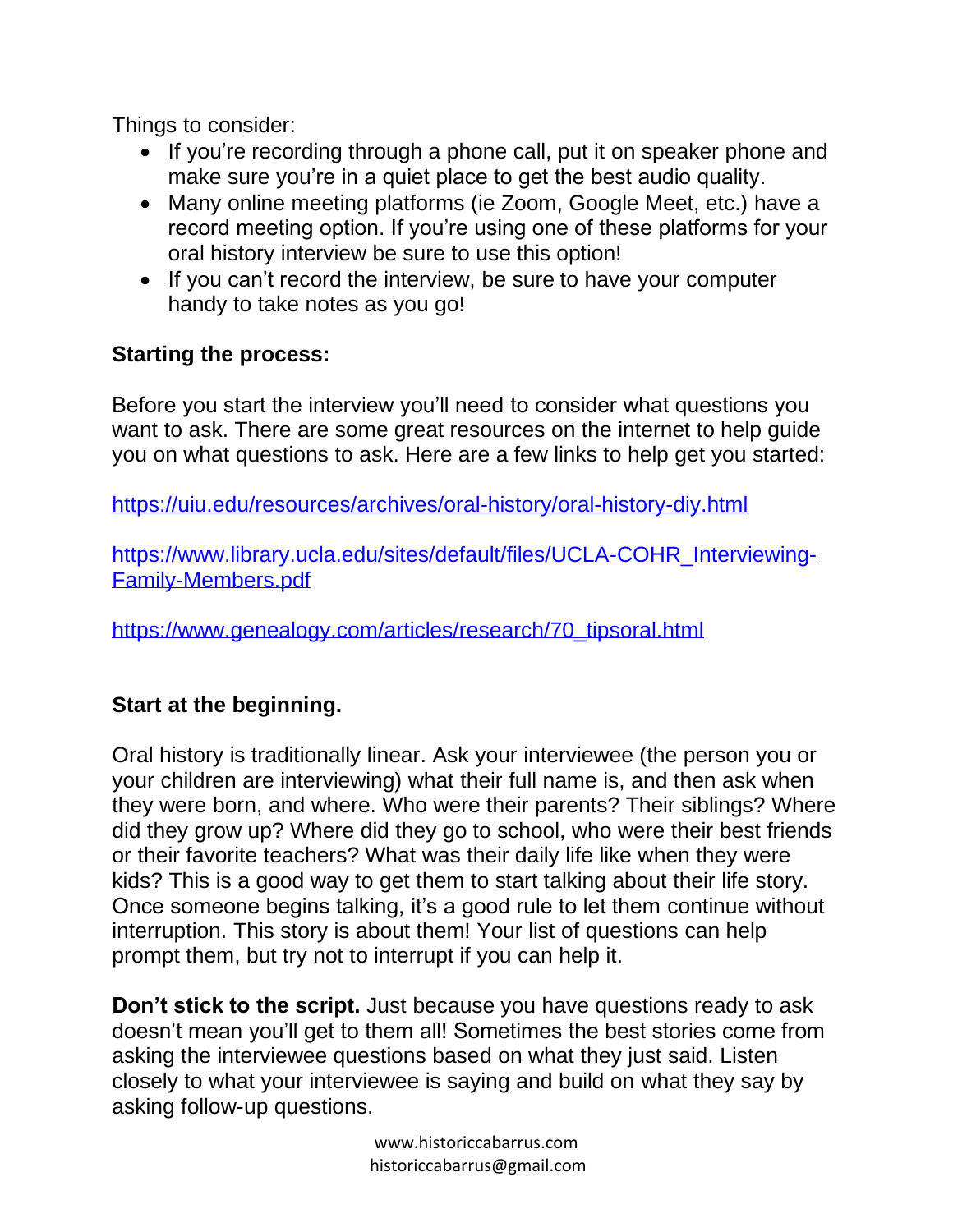Things to consider:

- If you're recording through a phone call, put it on speaker phone and make sure you're in a quiet place to get the best audio quality.
- Many online meeting platforms (ie Zoom, Google Meet, etc.) have a record meeting option. If you're using one of these platforms for your oral history interview be sure to use this option!
- If you can't record the interview, be sure to have your computer handy to take notes as you go!

**Starting the process:**

Before you start the interview you'll need to consider what questions you want to ask. There are some great resources on the internet to help guide you on what questions to ask. Here are a few links to help get you started:

https://uiu.edu/resources/archives/oral-history/oral-history-diy.html

https://www.library.ucla.edu/sites/default/files/UCLA-COHR_Interviewing-Family-Members.pdf

https://www.genealogy.com/articles/research/70_tipsoral.html

**Start at the beginning.**

Oral history is traditionally linear. Ask your interviewee (the person you or your children are interviewing) what their full name is, and then ask when they were born, and where. Who were their parents? Their siblings? Where did they grow up? Where did they go to school, who were their best friends or their favorite teachers? What was their daily life like when they were kids? This is a good way to get them to start talking about their life story. Once someone begins talking, it's a good rule to let them continue without interruption. This story is about them! Your list of questions can help prompt them, but try not to interrupt if you can help it.

**Don't stick to the script.** Just because you have questions ready to ask doesn't mean you'll get to them all! Sometimes the best stories come from asking the interviewee questions based on what they just said. Listen closely to what your interviewee is saying and build on what they say by asking follow-up questions.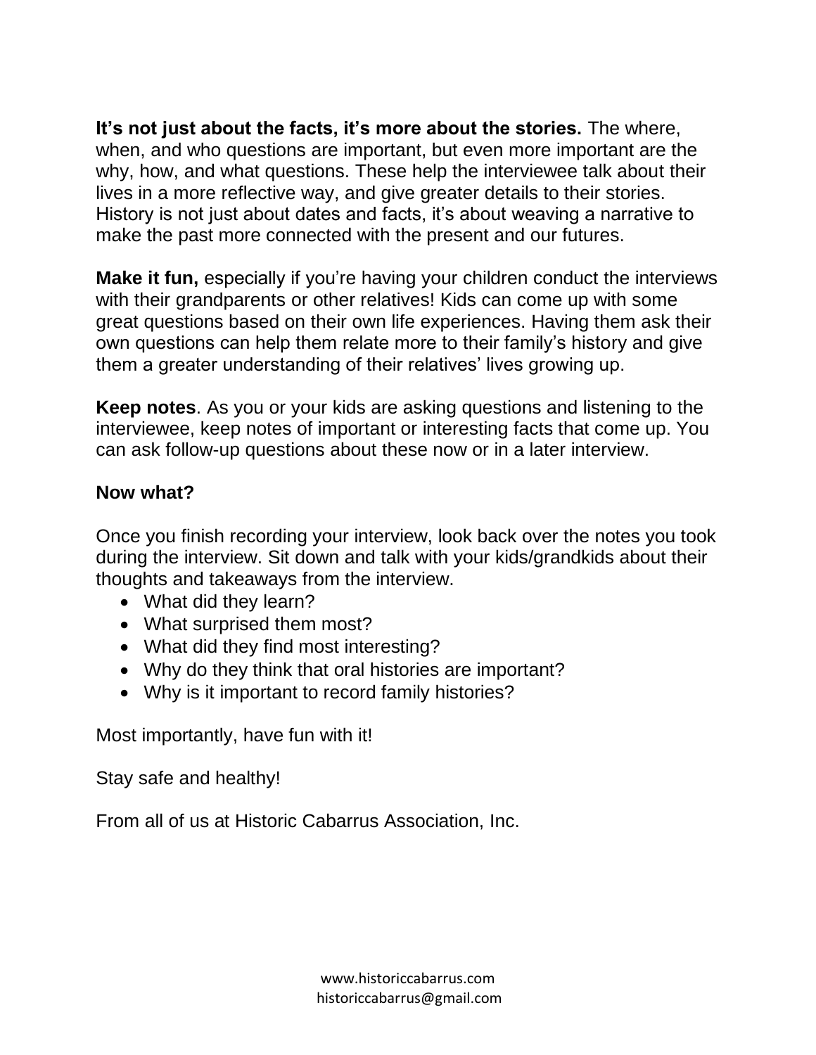**It's not just about the facts, it's more about the stories.** The where, when, and who questions are important, but even more important are the why, how, and what questions. These help the interviewee talk about their lives in a more reflective way, and give greater details to their stories. History is not just about dates and facts, it's about weaving a narrative to make the past more connected with the present and our futures.

**Make it fun,** especially if you're having your children conduct the interviews with their grandparents or other relatives! Kids can come up with some great questions based on their own life experiences. Having them ask their own questions can help them relate more to their family's history and give them a greater understanding of their relatives' lives growing up.

**Keep notes**. As you or your kids are asking questions and listening to the interviewee, keep notes of important or interesting facts that come up. You can ask follow-up questions about these now or in a later interview.

**Now what?**

Once you finish recording your interview, look back over the notes you took during the interview. Sit down and talk with your kids/grandkids about their thoughts and takeaways from the interview.

- What did they learn?
- What surprised them most?
- What did they find most interesting?
- Why do they think that oral histories are important?
- Why is it important to record family histories?

Most importantly, have fun with it!

Stay safe and healthy!

From all of us at Historic Cabarrus Association, Inc.

www.historiccabarrus.com
historiccabarrus@gmail.com